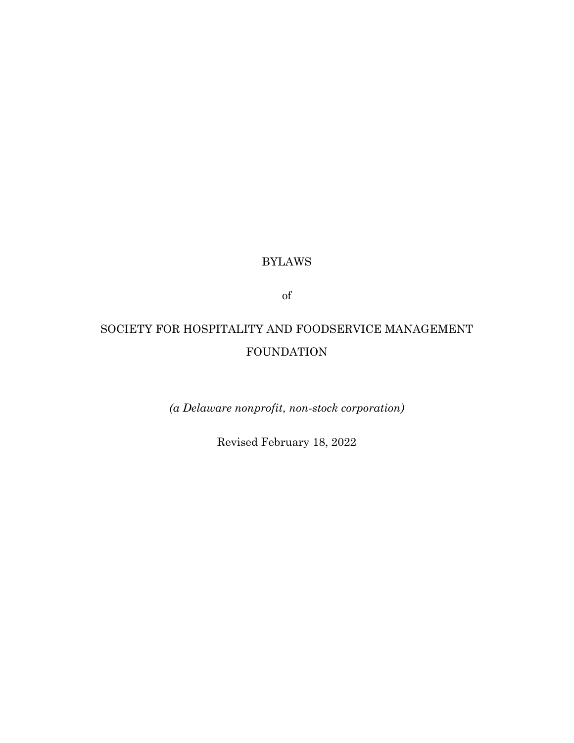# BYLAWS

of

# SOCIETY FOR HOSPITALITY AND FOODSERVICE MANAGEMENT FOUNDATION

*(a Delaware nonprofit, non-stock corporation)*

Revised February 18, 2022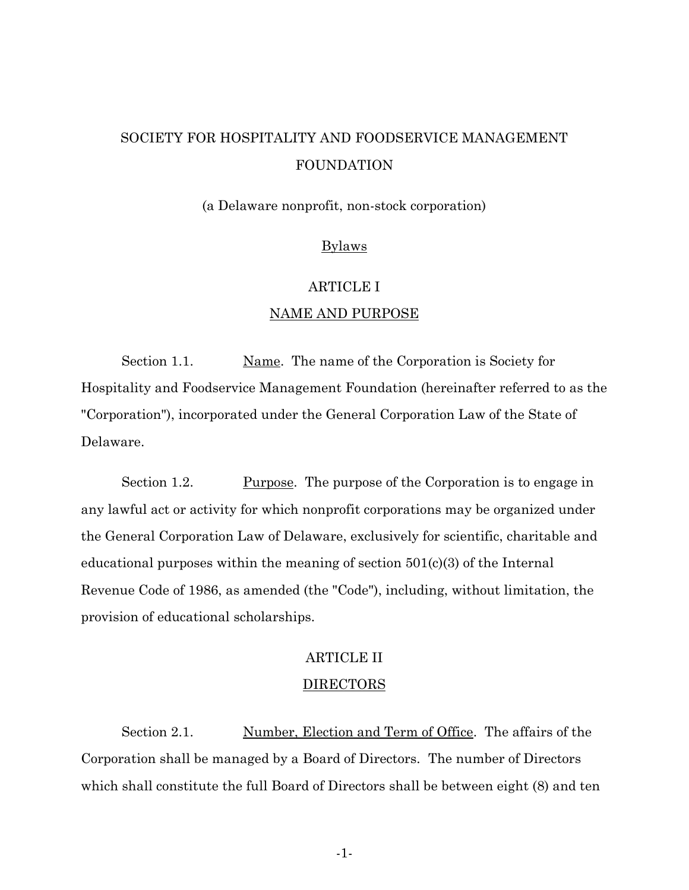# SOCIETY FOR HOSPITALITY AND FOODSERVICE MANAGEMENT FOUNDATION

(a Delaware nonprofit, non-stock corporation)

Bylaws

## ARTICLE I
## NAME AND PURPOSE

Section 1.1. Name. The name of the Corporation is Society for Hospitality and Foodservice Management Foundation (hereinafter referred to as the "Corporation"), incorporated under the General Corporation Law of the State of Delaware.

Section 1.2. Purpose. The purpose of the Corporation is to engage in any lawful act or activity for which nonprofit corporations may be organized under the General Corporation Law of Delaware, exclusively for scientific, charitable and educational purposes within the meaning of section 501(c)(3) of the Internal Revenue Code of 1986, as amended (the "Code"), including, without limitation, the provision of educational scholarships.

## ARTICLE II
## DIRECTORS

Section 2.1. Number, Election and Term of Office. The affairs of the Corporation shall be managed by a Board of Directors. The number of Directors which shall constitute the full Board of Directors shall be between eight (8) and ten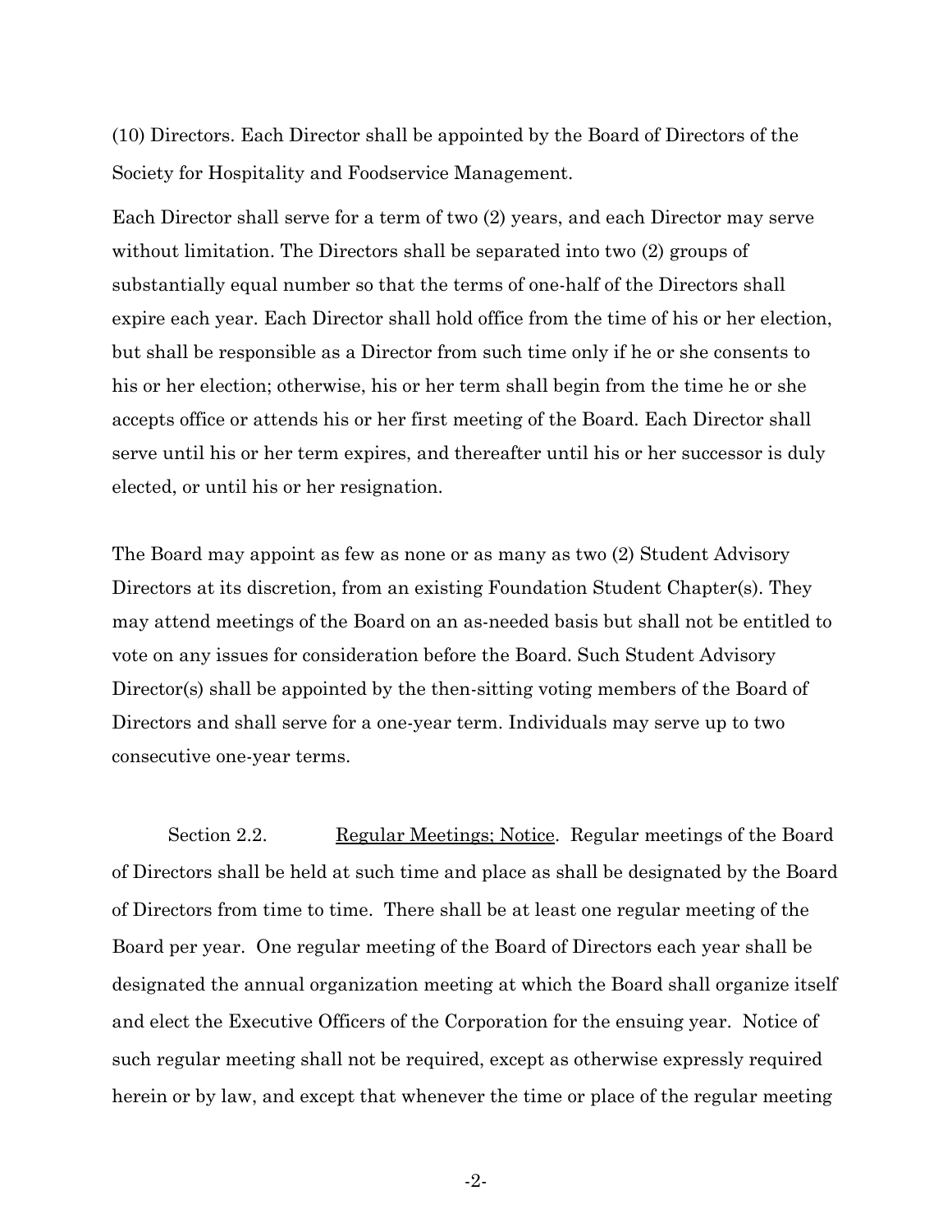(10) Directors. Each Director shall be appointed by the Board of Directors of the Society for Hospitality and Foodservice Management.

Each Director shall serve for a term of two (2) years, and each Director may serve without limitation. The Directors shall be separated into two (2) groups of substantially equal number so that the terms of one-half of the Directors shall expire each year. Each Director shall hold office from the time of his or her election, but shall be responsible as a Director from such time only if he or she consents to his or her election; otherwise, his or her term shall begin from the time he or she accepts office or attends his or her first meeting of the Board. Each Director shall serve until his or her term expires, and thereafter until his or her successor is duly elected, or until his or her resignation.

The Board may appoint as few as none or as many as two (2) Student Advisory Directors at its discretion, from an existing Foundation Student Chapter(s). They may attend meetings of the Board on an as-needed basis but shall not be entitled to vote on any issues for consideration before the Board. Such Student Advisory Director(s) shall be appointed by the then-sitting voting members of the Board of Directors and shall serve for a one-year term. Individuals may serve up to two consecutive one-year terms.

Section 2.2. Regular Meetings; Notice. Regular meetings of the Board of Directors shall be held at such time and place as shall be designated by the Board of Directors from time to time. There shall be at least one regular meeting of the Board per year. One regular meeting of the Board of Directors each year shall be designated the annual organization meeting at which the Board shall organize itself and elect the Executive Officers of the Corporation for the ensuing year. Notice of such regular meeting shall not be required, except as otherwise expressly required herein or by law, and except that whenever the time or place of the regular meeting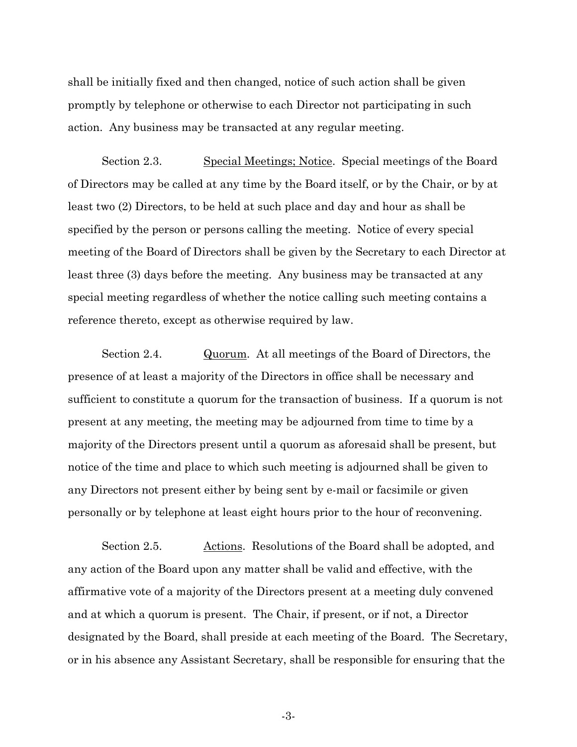shall be initially fixed and then changed, notice of such action shall be given promptly by telephone or otherwise to each Director not participating in such action. Any business may be transacted at any regular meeting.

Section 2.3. Special Meetings; Notice. Special meetings of the Board of Directors may be called at any time by the Board itself, or by the Chair, or by at least two (2) Directors, to be held at such place and day and hour as shall be specified by the person or persons calling the meeting. Notice of every special meeting of the Board of Directors shall be given by the Secretary to each Director at least three (3) days before the meeting. Any business may be transacted at any special meeting regardless of whether the notice calling such meeting contains a reference thereto, except as otherwise required by law.

Section 2.4. Quorum. At all meetings of the Board of Directors, the presence of at least a majority of the Directors in office shall be necessary and sufficient to constitute a quorum for the transaction of business. If a quorum is not present at any meeting, the meeting may be adjourned from time to time by a majority of the Directors present until a quorum as aforesaid shall be present, but notice of the time and place to which such meeting is adjourned shall be given to any Directors not present either by being sent by e-mail or facsimile or given personally or by telephone at least eight hours prior to the hour of reconvening.

Section 2.5. Actions. Resolutions of the Board shall be adopted, and any action of the Board upon any matter shall be valid and effective, with the affirmative vote of a majority of the Directors present at a meeting duly convened and at which a quorum is present. The Chair, if present, or if not, a Director designated by the Board, shall preside at each meeting of the Board. The Secretary, or in his absence any Assistant Secretary, shall be responsible for ensuring that the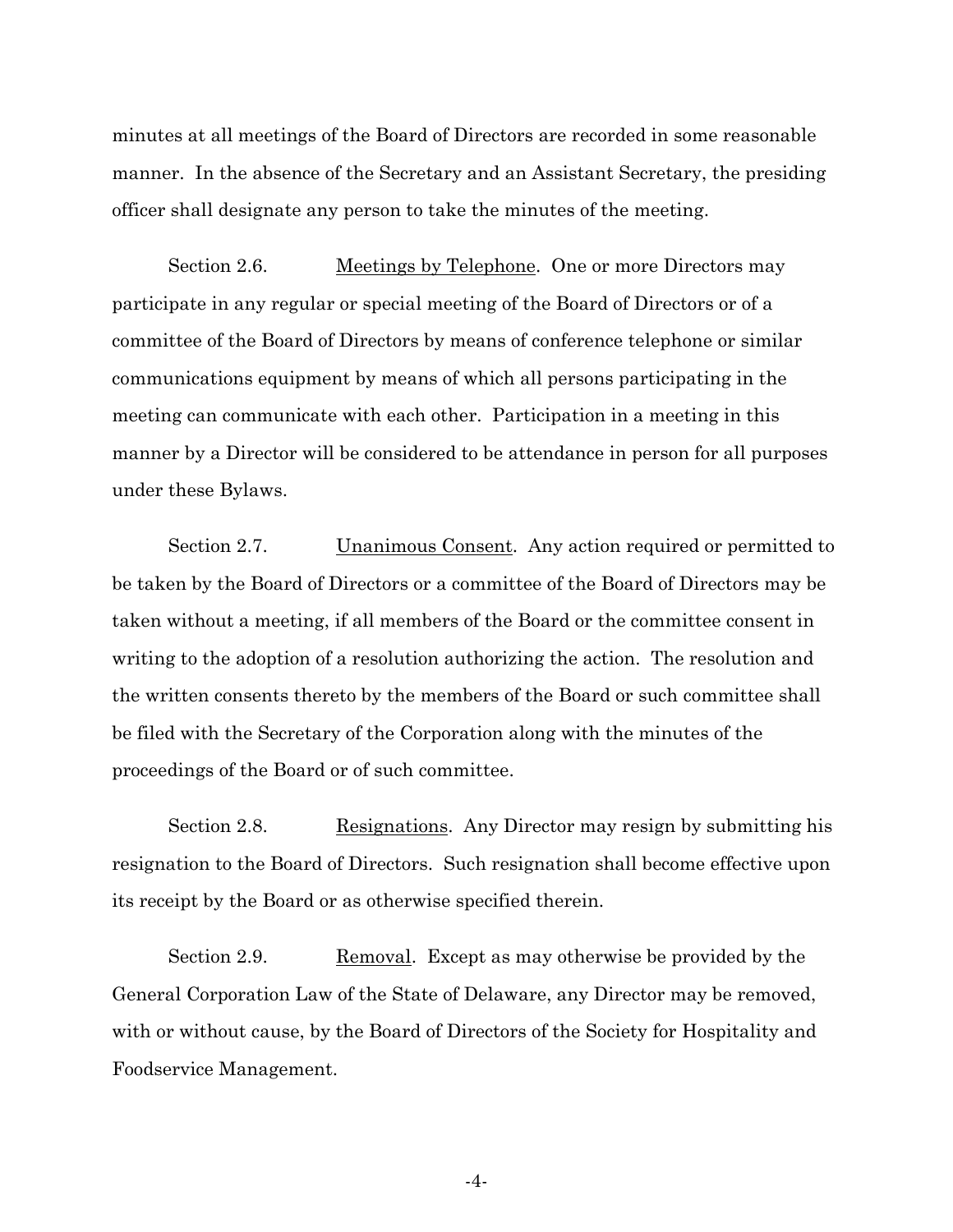minutes at all meetings of the Board of Directors are recorded in some reasonable manner. In the absence of the Secretary and an Assistant Secretary, the presiding officer shall designate any person to take the minutes of the meeting.

Section 2.6. Meetings by Telephone. One or more Directors may participate in any regular or special meeting of the Board of Directors or of a committee of the Board of Directors by means of conference telephone or similar communications equipment by means of which all persons participating in the meeting can communicate with each other. Participation in a meeting in this manner by a Director will be considered to be attendance in person for all purposes under these Bylaws.

Section 2.7. Unanimous Consent. Any action required or permitted to be taken by the Board of Directors or a committee of the Board of Directors may be taken without a meeting, if all members of the Board or the committee consent in writing to the adoption of a resolution authorizing the action. The resolution and the written consents thereto by the members of the Board or such committee shall be filed with the Secretary of the Corporation along with the minutes of the proceedings of the Board or of such committee.

Section 2.8. Resignations. Any Director may resign by submitting his resignation to the Board of Directors. Such resignation shall become effective upon its receipt by the Board or as otherwise specified therein.

Section 2.9. Removal. Except as may otherwise be provided by the General Corporation Law of the State of Delaware, any Director may be removed, with or without cause, by the Board of Directors of the Society for Hospitality and Foodservice Management.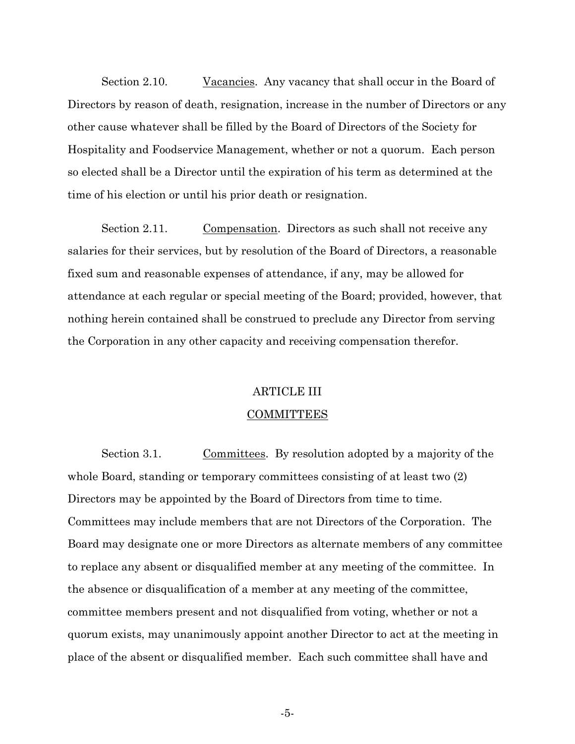Section 2.10. Vacancies. Any vacancy that shall occur in the Board of Directors by reason of death, resignation, increase in the number of Directors or any other cause whatever shall be filled by the Board of Directors of the Society for Hospitality and Foodservice Management, whether or not a quorum. Each person so elected shall be a Director until the expiration of his term as determined at the time of his election or until his prior death or resignation.

Section 2.11. Compensation. Directors as such shall not receive any salaries for their services, but by resolution of the Board of Directors, a reasonable fixed sum and reasonable expenses of attendance, if any, may be allowed for attendance at each regular or special meeting of the Board; provided, however, that nothing herein contained shall be construed to preclude any Director from serving the Corporation in any other capacity and receiving compensation therefor.

## ARTICLE III

## COMMITTEES

Section 3.1. Committees. By resolution adopted by a majority of the whole Board, standing or temporary committees consisting of at least two (2) Directors may be appointed by the Board of Directors from time to time. Committees may include members that are not Directors of the Corporation. The Board may designate one or more Directors as alternate members of any committee to replace any absent or disqualified member at any meeting of the committee. In the absence or disqualification of a member at any meeting of the committee, committee members present and not disqualified from voting, whether or not a quorum exists, may unanimously appoint another Director to act at the meeting in place of the absent or disqualified member. Each such committee shall have and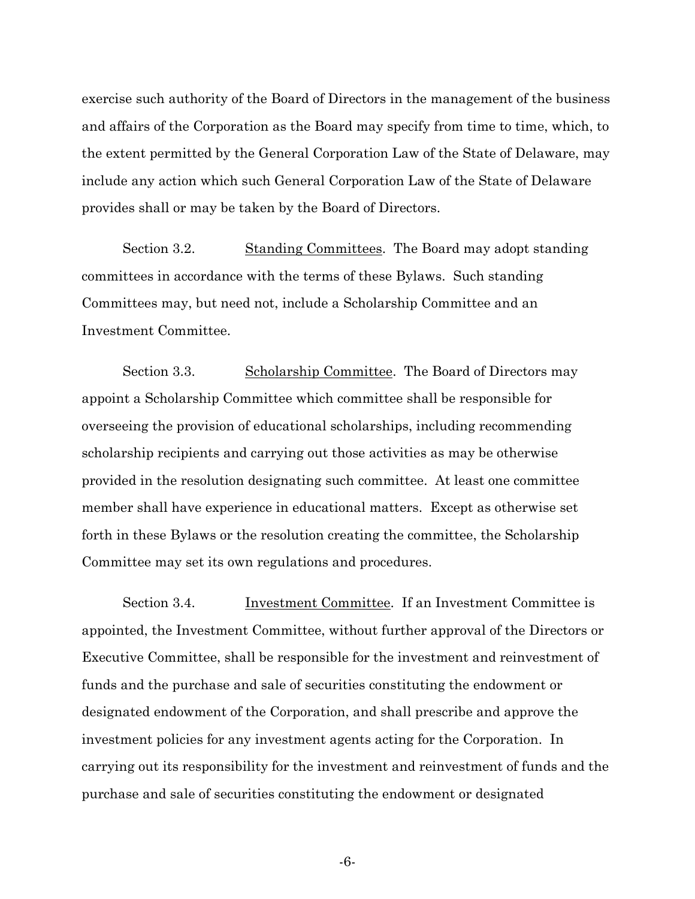exercise such authority of the Board of Directors in the management of the business and affairs of the Corporation as the Board may specify from time to time, which, to the extent permitted by the General Corporation Law of the State of Delaware, may include any action which such General Corporation Law of the State of Delaware provides shall or may be taken by the Board of Directors.

Section 3.2. <u>Standing Committees</u>. The Board may adopt standing committees in accordance with the terms of these Bylaws. Such standing Committees may, but need not, include a Scholarship Committee and an Investment Committee.

Section 3.3. <u>Scholarship Committee</u>. The Board of Directors may appoint a Scholarship Committee which committee shall be responsible for overseeing the provision of educational scholarships, including recommending scholarship recipients and carrying out those activities as may be otherwise provided in the resolution designating such committee. At least one committee member shall have experience in educational matters. Except as otherwise set forth in these Bylaws or the resolution creating the committee, the Scholarship Committee may set its own regulations and procedures.

Section 3.4. <u>Investment Committee</u>. If an Investment Committee is appointed, the Investment Committee, without further approval of the Directors or Executive Committee, shall be responsible for the investment and reinvestment of funds and the purchase and sale of securities constituting the endowment or designated endowment of the Corporation, and shall prescribe and approve the investment policies for any investment agents acting for the Corporation. In carrying out its responsibility for the investment and reinvestment of funds and the purchase and sale of securities constituting the endowment or designated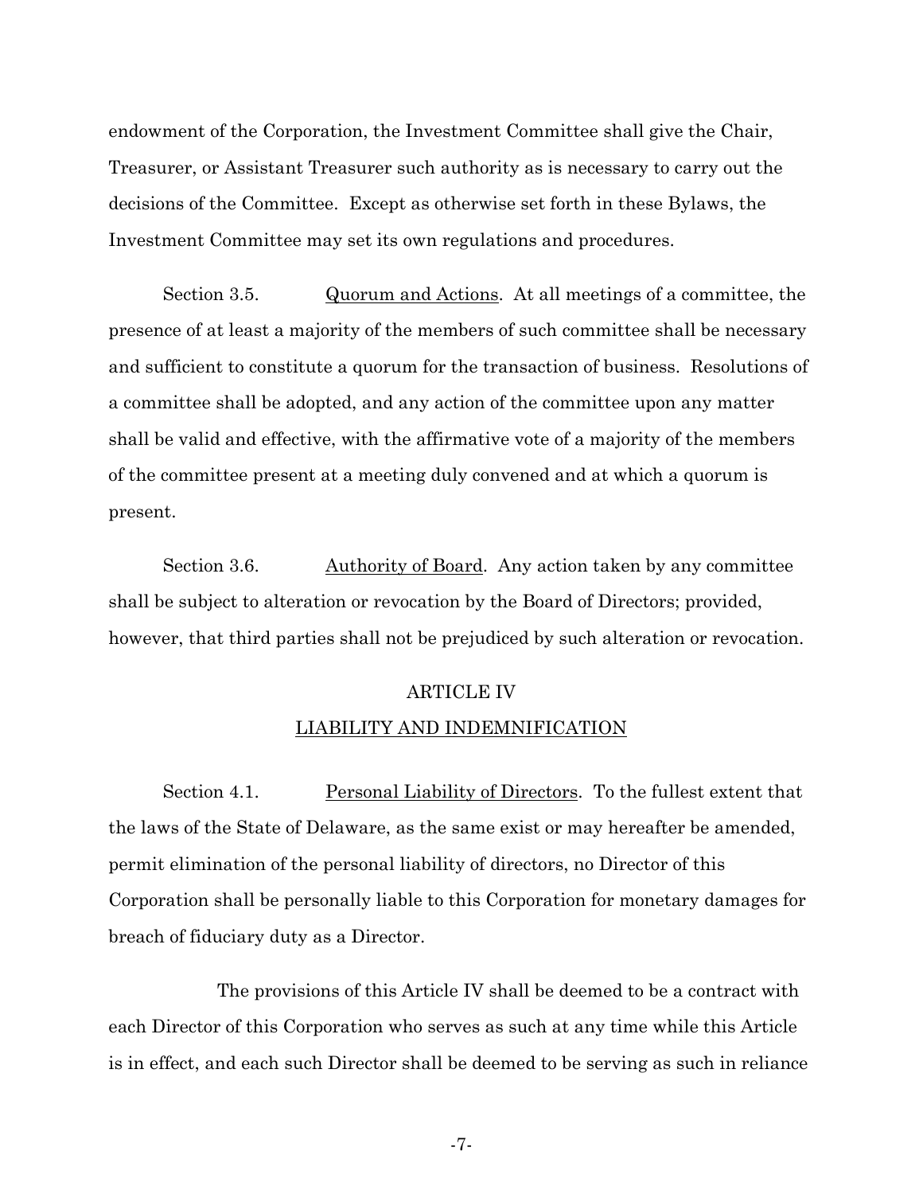endowment of the Corporation, the Investment Committee shall give the Chair, Treasurer, or Assistant Treasurer such authority as is necessary to carry out the decisions of the Committee. Except as otherwise set forth in these Bylaws, the Investment Committee may set its own regulations and procedures.

Section 3.5. Quorum and Actions. At all meetings of a committee, the presence of at least a majority of the members of such committee shall be necessary and sufficient to constitute a quorum for the transaction of business. Resolutions of a committee shall be adopted, and any action of the committee upon any matter shall be valid and effective, with the affirmative vote of a majority of the members of the committee present at a meeting duly convened and at which a quorum is present.

Section 3.6. Authority of Board. Any action taken by any committee shall be subject to alteration or revocation by the Board of Directors; provided, however, that third parties shall not be prejudiced by such alteration or revocation.

## ARTICLE IV

## LIABILITY AND INDEMNIFICATION

Section 4.1. Personal Liability of Directors. To the fullest extent that the laws of the State of Delaware, as the same exist or may hereafter be amended, permit elimination of the personal liability of directors, no Director of this Corporation shall be personally liable to this Corporation for monetary damages for breach of fiduciary duty as a Director.

The provisions of this Article IV shall be deemed to be a contract with each Director of this Corporation who serves as such at any time while this Article is in effect, and each such Director shall be deemed to be serving as such in reliance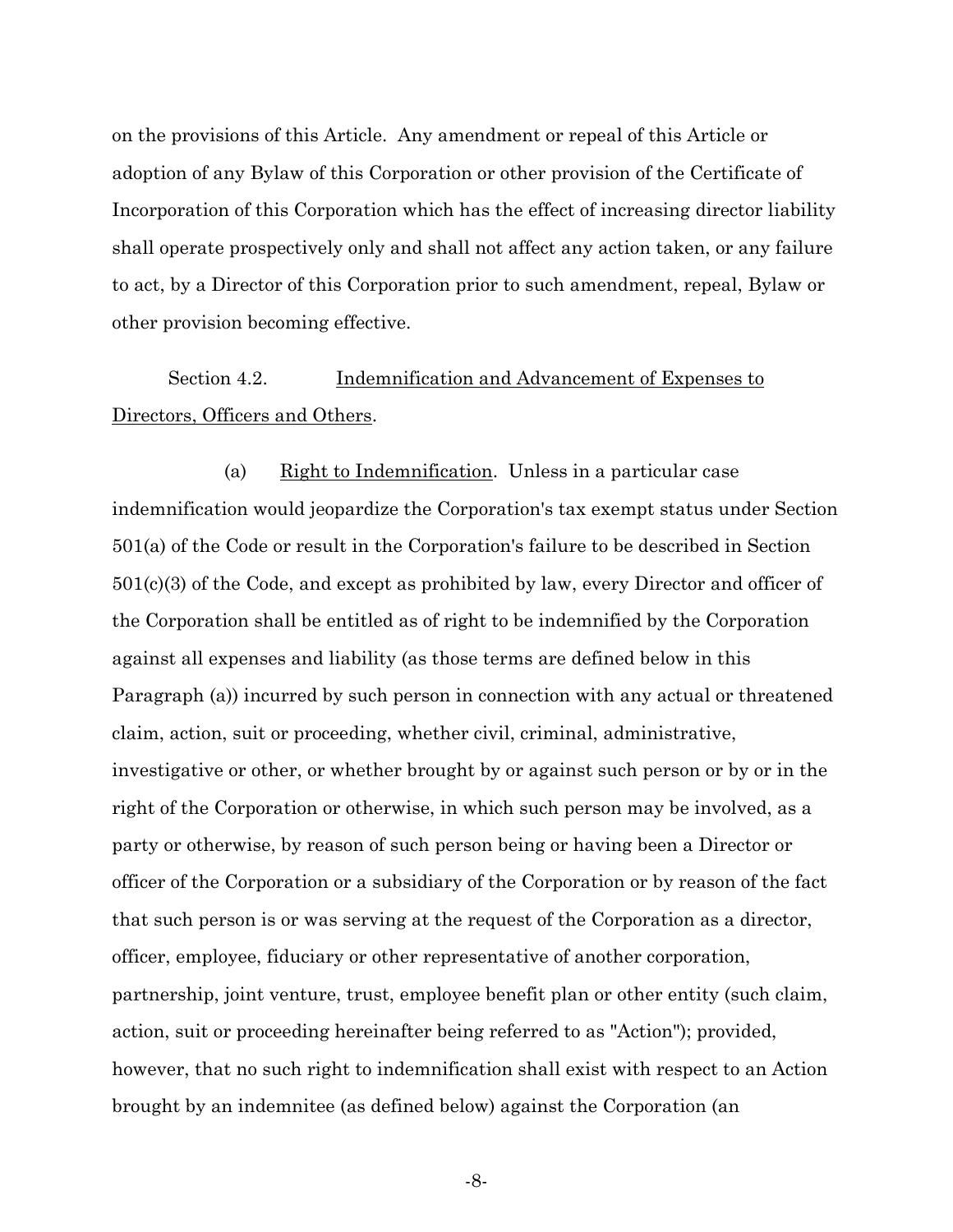on the provisions of this Article. Any amendment or repeal of this Article or adoption of any Bylaw of this Corporation or other provision of the Certificate of Incorporation of this Corporation which has the effect of increasing director liability shall operate prospectively only and shall not affect any action taken, or any failure to act, by a Director of this Corporation prior to such amendment, repeal, Bylaw or other provision becoming effective.

Section 4.2. Indemnification and Advancement of Expenses to Directors, Officers and Others.

(a) Right to Indemnification. Unless in a particular case indemnification would jeopardize the Corporation's tax exempt status under Section 501(a) of the Code or result in the Corporation's failure to be described in Section 501(c)(3) of the Code, and except as prohibited by law, every Director and officer of the Corporation shall be entitled as of right to be indemnified by the Corporation against all expenses and liability (as those terms are defined below in this Paragraph (a)) incurred by such person in connection with any actual or threatened claim, action, suit or proceeding, whether civil, criminal, administrative, investigative or other, or whether brought by or against such person or by or in the right of the Corporation or otherwise, in which such person may be involved, as a party or otherwise, by reason of such person being or having been a Director or officer of the Corporation or a subsidiary of the Corporation or by reason of the fact that such person is or was serving at the request of the Corporation as a director, officer, employee, fiduciary or other representative of another corporation, partnership, joint venture, trust, employee benefit plan or other entity (such claim, action, suit or proceeding hereinafter being referred to as "Action"); provided, however, that no such right to indemnification shall exist with respect to an Action brought by an indemnitee (as defined below) against the Corporation (an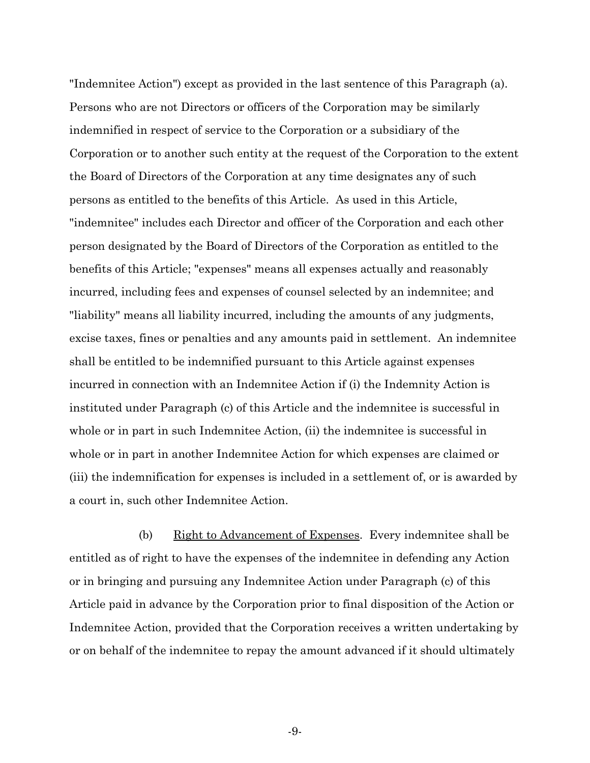"Indemnitee Action") except as provided in the last sentence of this Paragraph (a). Persons who are not Directors or officers of the Corporation may be similarly indemnified in respect of service to the Corporation or a subsidiary of the Corporation or to another such entity at the request of the Corporation to the extent the Board of Directors of the Corporation at any time designates any of such persons as entitled to the benefits of this Article. As used in this Article, "indemnitee" includes each Director and officer of the Corporation and each other person designated by the Board of Directors of the Corporation as entitled to the benefits of this Article; "expenses" means all expenses actually and reasonably incurred, including fees and expenses of counsel selected by an indemnitee; and "liability" means all liability incurred, including the amounts of any judgments, excise taxes, fines or penalties and any amounts paid in settlement. An indemnitee shall be entitled to be indemnified pursuant to this Article against expenses incurred in connection with an Indemnitee Action if (i) the Indemnity Action is instituted under Paragraph (c) of this Article and the indemnitee is successful in whole or in part in such Indemnitee Action, (ii) the indemnitee is successful in whole or in part in another Indemnitee Action for which expenses are claimed or (iii) the indemnification for expenses is included in a settlement of, or is awarded by a court in, such other Indemnitee Action.

(b) Right to Advancement of Expenses. Every indemnitee shall be entitled as of right to have the expenses of the indemnitee in defending any Action or in bringing and pursuing any Indemnitee Action under Paragraph (c) of this Article paid in advance by the Corporation prior to final disposition of the Action or Indemnitee Action, provided that the Corporation receives a written undertaking by or on behalf of the indemnitee to repay the amount advanced if it should ultimately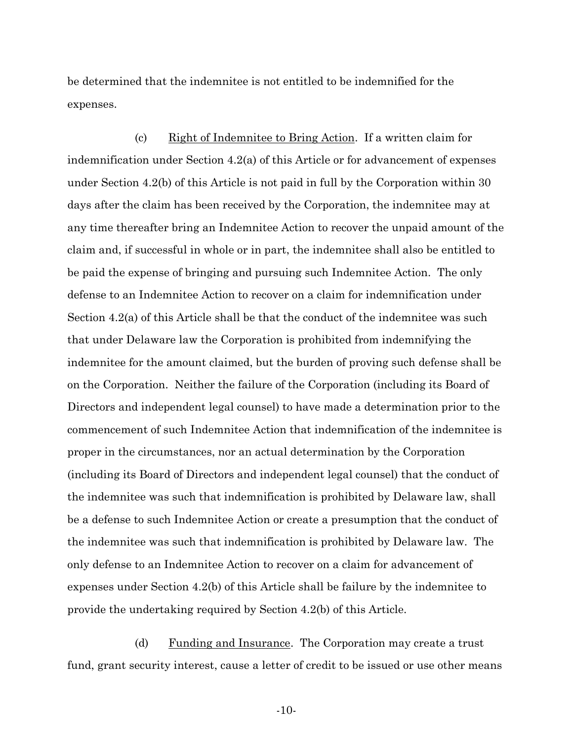be determined that the indemnitee is not entitled to be indemnified for the expenses.

(c) Right of Indemnitee to Bring Action. If a written claim for indemnification under Section 4.2(a) of this Article or for advancement of expenses under Section 4.2(b) of this Article is not paid in full by the Corporation within 30 days after the claim has been received by the Corporation, the indemnitee may at any time thereafter bring an Indemnitee Action to recover the unpaid amount of the claim and, if successful in whole or in part, the indemnitee shall also be entitled to be paid the expense of bringing and pursuing such Indemnitee Action. The only defense to an Indemnitee Action to recover on a claim for indemnification under Section 4.2(a) of this Article shall be that the conduct of the indemnitee was such that under Delaware law the Corporation is prohibited from indemnifying the indemnitee for the amount claimed, but the burden of proving such defense shall be on the Corporation. Neither the failure of the Corporation (including its Board of Directors and independent legal counsel) to have made a determination prior to the commencement of such Indemnitee Action that indemnification of the indemnitee is proper in the circumstances, nor an actual determination by the Corporation (including its Board of Directors and independent legal counsel) that the conduct of the indemnitee was such that indemnification is prohibited by Delaware law, shall be a defense to such Indemnitee Action or create a presumption that the conduct of the indemnitee was such that indemnification is prohibited by Delaware law. The only defense to an Indemnitee Action to recover on a claim for advancement of expenses under Section 4.2(b) of this Article shall be failure by the indemnitee to provide the undertaking required by Section 4.2(b) of this Article.

(d) Funding and Insurance. The Corporation may create a trust fund, grant security interest, cause a letter of credit to be issued or use other means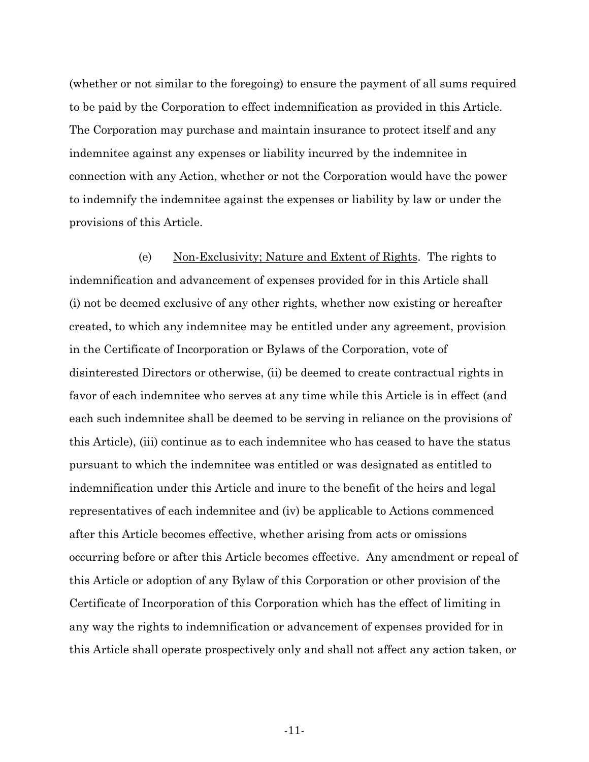(whether or not similar to the foregoing) to ensure the payment of all sums required to be paid by the Corporation to effect indemnification as provided in this Article. The Corporation may purchase and maintain insurance to protect itself and any indemnitee against any expenses or liability incurred by the indemnitee in connection with any Action, whether or not the Corporation would have the power to indemnify the indemnitee against the expenses or liability by law or under the provisions of this Article.

(e) Non-Exclusivity; Nature and Extent of Rights. The rights to indemnification and advancement of expenses provided for in this Article shall (i) not be deemed exclusive of any other rights, whether now existing or hereafter created, to which any indemnitee may be entitled under any agreement, provision in the Certificate of Incorporation or Bylaws of the Corporation, vote of disinterested Directors or otherwise, (ii) be deemed to create contractual rights in favor of each indemnitee who serves at any time while this Article is in effect (and each such indemnitee shall be deemed to be serving in reliance on the provisions of this Article), (iii) continue as to each indemnitee who has ceased to have the status pursuant to which the indemnitee was entitled or was designated as entitled to indemnification under this Article and inure to the benefit of the heirs and legal representatives of each indemnitee and (iv) be applicable to Actions commenced after this Article becomes effective, whether arising from acts or omissions occurring before or after this Article becomes effective. Any amendment or repeal of this Article or adoption of any Bylaw of this Corporation or other provision of the Certificate of Incorporation of this Corporation which has the effect of limiting in any way the rights to indemnification or advancement of expenses provided for in this Article shall operate prospectively only and shall not affect any action taken, or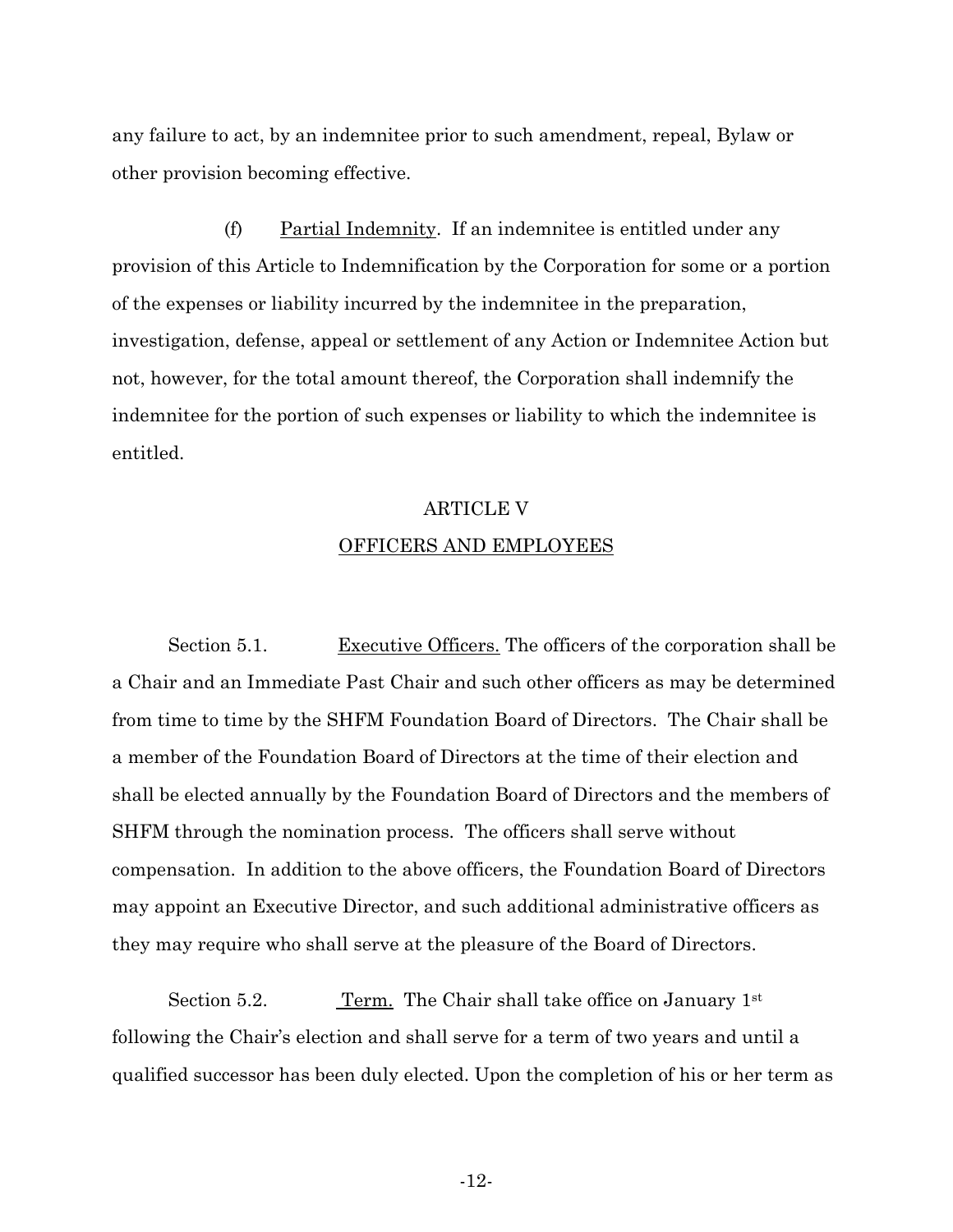any failure to act, by an indemnitee prior to such amendment, repeal, Bylaw or other provision becoming effective.

(f) Partial Indemnity. If an indemnitee is entitled under any provision of this Article to Indemnification by the Corporation for some or a portion of the expenses or liability incurred by the indemnitee in the preparation, investigation, defense, appeal or settlement of any Action or Indemnitee Action but not, however, for the total amount thereof, the Corporation shall indemnify the indemnitee for the portion of such expenses or liability to which the indemnitee is entitled.

## ARTICLE V

## OFFICERS AND EMPLOYEES

Section 5.1. Executive Officers. The officers of the corporation shall be a Chair and an Immediate Past Chair and such other officers as may be determined from time to time by the SHFM Foundation Board of Directors. The Chair shall be a member of the Foundation Board of Directors at the time of their election and shall be elected annually by the Foundation Board of Directors and the members of SHFM through the nomination process. The officers shall serve without compensation. In addition to the above officers, the Foundation Board of Directors may appoint an Executive Director, and such additional administrative officers as they may require who shall serve at the pleasure of the Board of Directors.

Section 5.2. Term. The Chair shall take office on January 1st following the Chair's election and shall serve for a term of two years and until a qualified successor has been duly elected. Upon the completion of his or her term as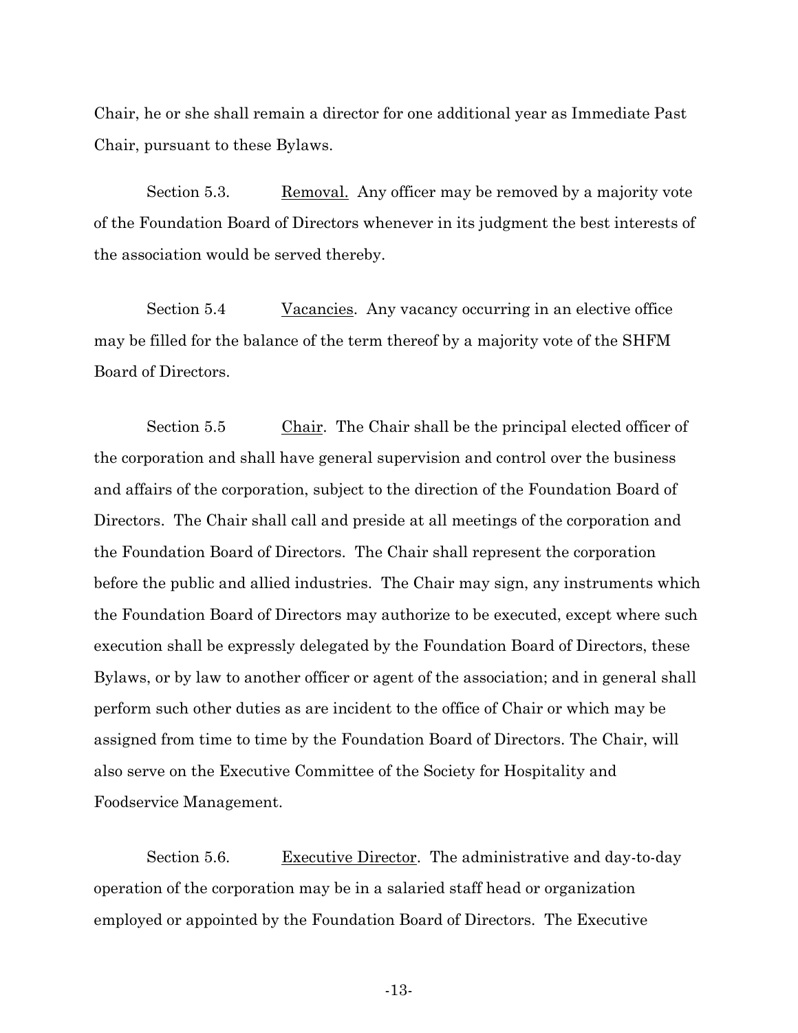Chair, he or she shall remain a director for one additional year as Immediate Past Chair, pursuant to these Bylaws.

Section 5.3. Removal. Any officer may be removed by a majority vote of the Foundation Board of Directors whenever in its judgment the best interests of the association would be served thereby.

Section 5.4 Vacancies. Any vacancy occurring in an elective office may be filled for the balance of the term thereof by a majority vote of the SHFM Board of Directors.

Section 5.5 Chair. The Chair shall be the principal elected officer of the corporation and shall have general supervision and control over the business and affairs of the corporation, subject to the direction of the Foundation Board of Directors. The Chair shall call and preside at all meetings of the corporation and the Foundation Board of Directors. The Chair shall represent the corporation before the public and allied industries. The Chair may sign, any instruments which the Foundation Board of Directors may authorize to be executed, except where such execution shall be expressly delegated by the Foundation Board of Directors, these Bylaws, or by law to another officer or agent of the association; and in general shall perform such other duties as are incident to the office of Chair or which may be assigned from time to time by the Foundation Board of Directors. The Chair, will also serve on the Executive Committee of the Society for Hospitality and Foodservice Management.

Section 5.6. Executive Director. The administrative and day-to-day operation of the corporation may be in a salaried staff head or organization employed or appointed by the Foundation Board of Directors. The Executive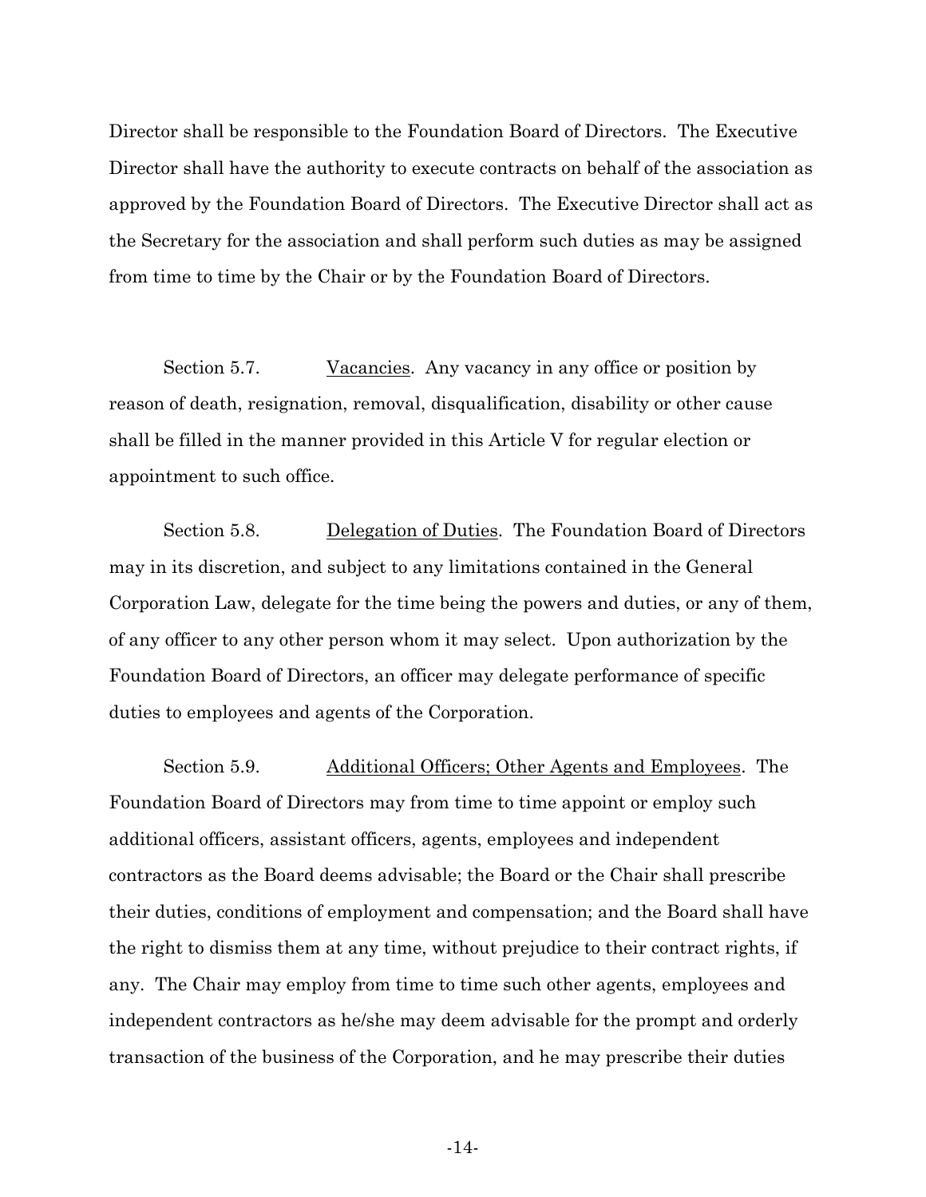Director shall be responsible to the Foundation Board of Directors. The Executive Director shall have the authority to execute contracts on behalf of the association as approved by the Foundation Board of Directors. The Executive Director shall act as the Secretary for the association and shall perform such duties as may be assigned from time to time by the Chair or by the Foundation Board of Directors.

Section 5.7. Vacancies. Any vacancy in any office or position by reason of death, resignation, removal, disqualification, disability or other cause shall be filled in the manner provided in this Article V for regular election or appointment to such office.

Section 5.8. Delegation of Duties. The Foundation Board of Directors may in its discretion, and subject to any limitations contained in the General Corporation Law, delegate for the time being the powers and duties, or any of them, of any officer to any other person whom it may select. Upon authorization by the Foundation Board of Directors, an officer may delegate performance of specific duties to employees and agents of the Corporation.

Section 5.9. Additional Officers; Other Agents and Employees. The Foundation Board of Directors may from time to time appoint or employ such additional officers, assistant officers, agents, employees and independent contractors as the Board deems advisable; the Board or the Chair shall prescribe their duties, conditions of employment and compensation; and the Board shall have the right to dismiss them at any time, without prejudice to their contract rights, if any. The Chair may employ from time to time such other agents, employees and independent contractors as he/she may deem advisable for the prompt and orderly transaction of the business of the Corporation, and he may prescribe their duties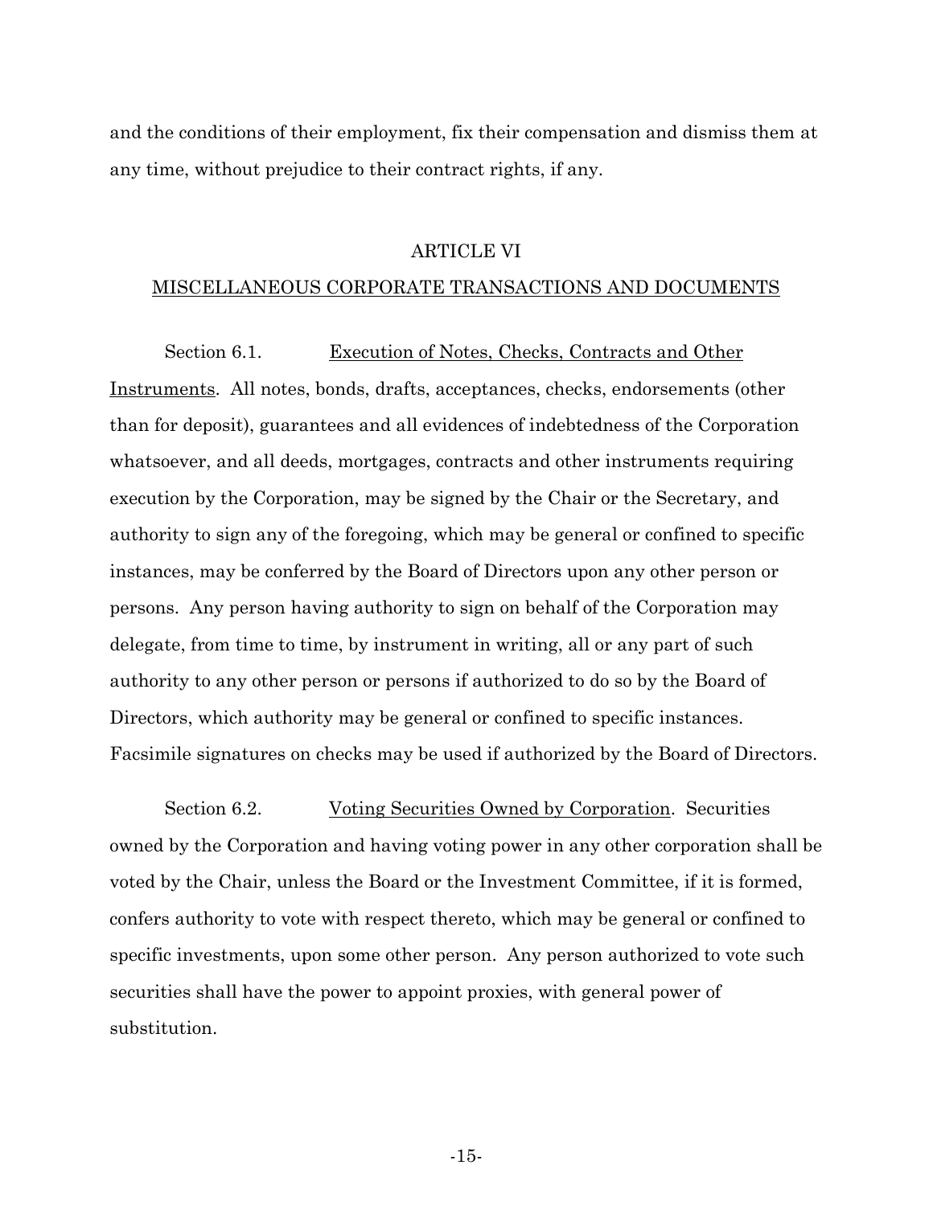and the conditions of their employment, fix their compensation and dismiss them at any time, without prejudice to their contract rights, if any.

## ARTICLE VI

## MISCELLANEOUS CORPORATE TRANSACTIONS AND DOCUMENTS

Section 6.1. Execution of Notes, Checks, Contracts and Other Instruments. All notes, bonds, drafts, acceptances, checks, endorsements (other than for deposit), guarantees and all evidences of indebtedness of the Corporation whatsoever, and all deeds, mortgages, contracts and other instruments requiring execution by the Corporation, may be signed by the Chair or the Secretary, and authority to sign any of the foregoing, which may be general or confined to specific instances, may be conferred by the Board of Directors upon any other person or persons. Any person having authority to sign on behalf of the Corporation may delegate, from time to time, by instrument in writing, all or any part of such authority to any other person or persons if authorized to do so by the Board of Directors, which authority may be general or confined to specific instances. Facsimile signatures on checks may be used if authorized by the Board of Directors.

Section 6.2. Voting Securities Owned by Corporation. Securities owned by the Corporation and having voting power in any other corporation shall be voted by the Chair, unless the Board or the Investment Committee, if it is formed, confers authority to vote with respect thereto, which may be general or confined to specific investments, upon some other person. Any person authorized to vote such securities shall have the power to appoint proxies, with general power of substitution.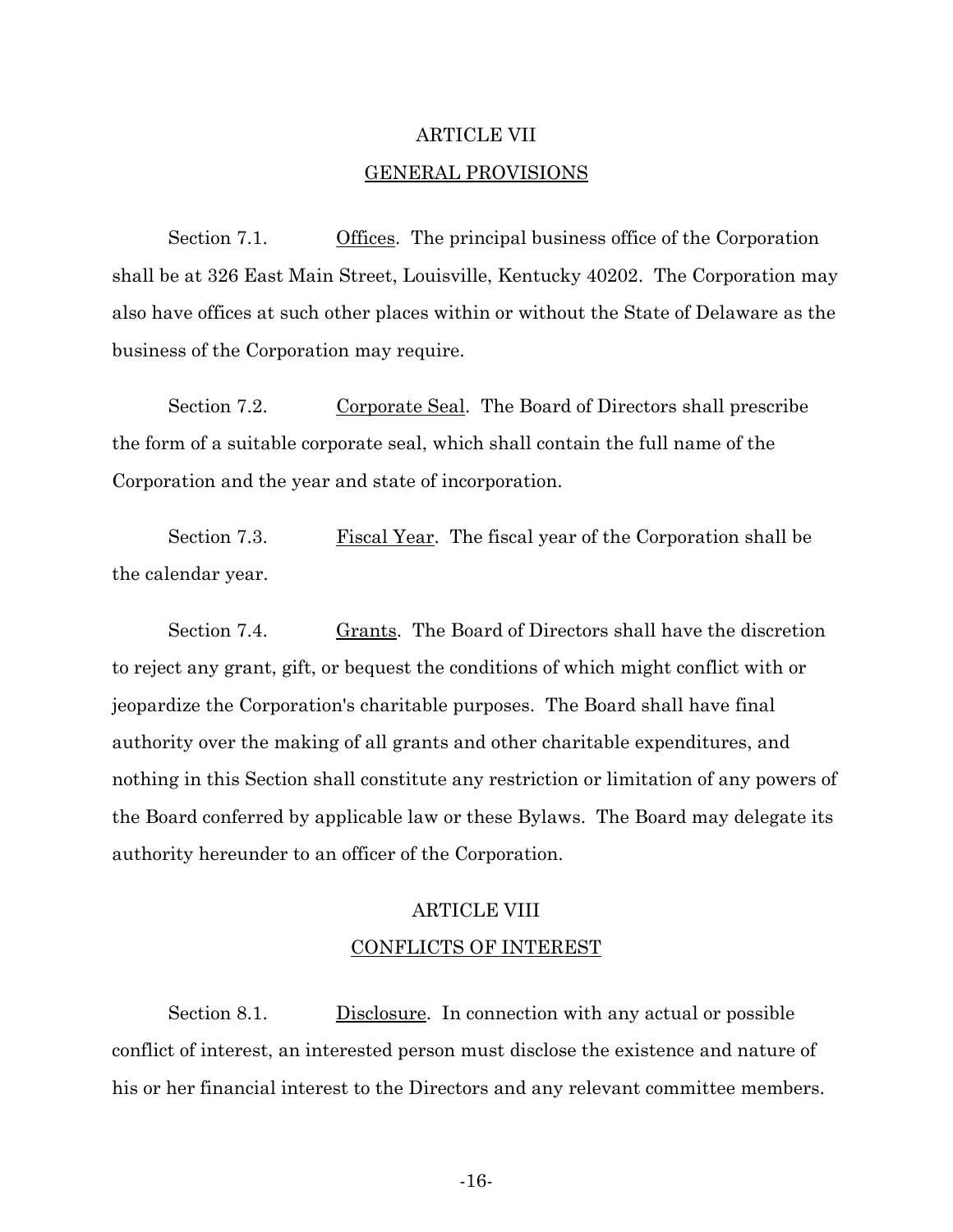## ARTICLE VII

## GENERAL PROVISIONS

Section 7.1. Offices. The principal business office of the Corporation shall be at 326 East Main Street, Louisville, Kentucky 40202. The Corporation may also have offices at such other places within or without the State of Delaware as the business of the Corporation may require.

Section 7.2. Corporate Seal. The Board of Directors shall prescribe the form of a suitable corporate seal, which shall contain the full name of the Corporation and the year and state of incorporation.

Section 7.3. Fiscal Year. The fiscal year of the Corporation shall be the calendar year.

Section 7.4. Grants. The Board of Directors shall have the discretion to reject any grant, gift, or bequest the conditions of which might conflict with or jeopardize the Corporation's charitable purposes. The Board shall have final authority over the making of all grants and other charitable expenditures, and nothing in this Section shall constitute any restriction or limitation of any powers of the Board conferred by applicable law or these Bylaws. The Board may delegate its authority hereunder to an officer of the Corporation.

## ARTICLE VIII

## CONFLICTS OF INTEREST

Section 8.1. Disclosure. In connection with any actual or possible conflict of interest, an interested person must disclose the existence and nature of his or her financial interest to the Directors and any relevant committee members.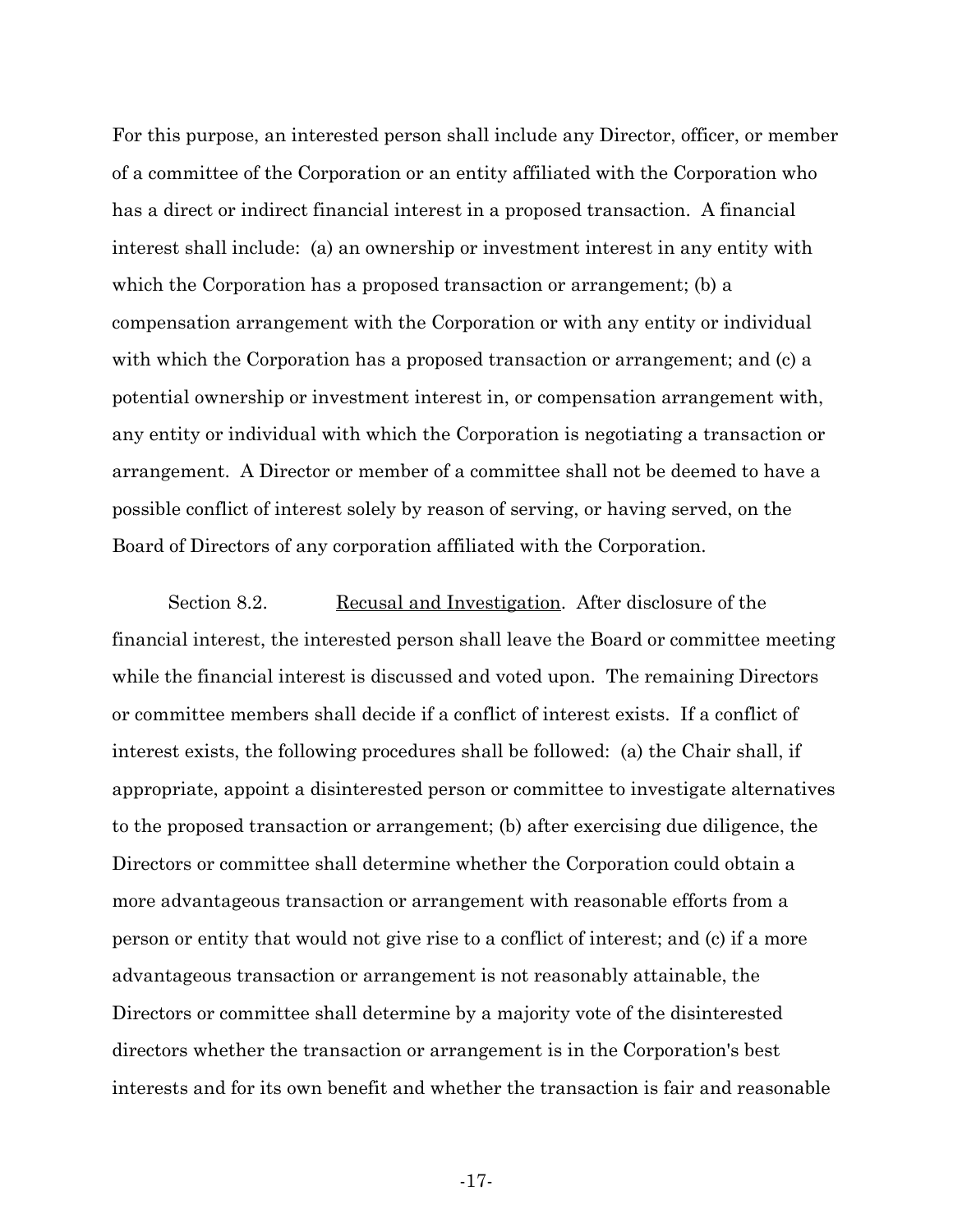For this purpose, an interested person shall include any Director, officer, or member of a committee of the Corporation or an entity affiliated with the Corporation who has a direct or indirect financial interest in a proposed transaction. A financial interest shall include: (a) an ownership or investment interest in any entity with which the Corporation has a proposed transaction or arrangement; (b) a compensation arrangement with the Corporation or with any entity or individual with which the Corporation has a proposed transaction or arrangement; and (c) a potential ownership or investment interest in, or compensation arrangement with, any entity or individual with which the Corporation is negotiating a transaction or arrangement. A Director or member of a committee shall not be deemed to have a possible conflict of interest solely by reason of serving, or having served, on the Board of Directors of any corporation affiliated with the Corporation.

Section 8.2. Recusal and Investigation. After disclosure of the financial interest, the interested person shall leave the Board or committee meeting while the financial interest is discussed and voted upon. The remaining Directors or committee members shall decide if a conflict of interest exists. If a conflict of interest exists, the following procedures shall be followed: (a) the Chair shall, if appropriate, appoint a disinterested person or committee to investigate alternatives to the proposed transaction or arrangement; (b) after exercising due diligence, the Directors or committee shall determine whether the Corporation could obtain a more advantageous transaction or arrangement with reasonable efforts from a person or entity that would not give rise to a conflict of interest; and (c) if a more advantageous transaction or arrangement is not reasonably attainable, the Directors or committee shall determine by a majority vote of the disinterested directors whether the transaction or arrangement is in the Corporation's best interests and for its own benefit and whether the transaction is fair and reasonable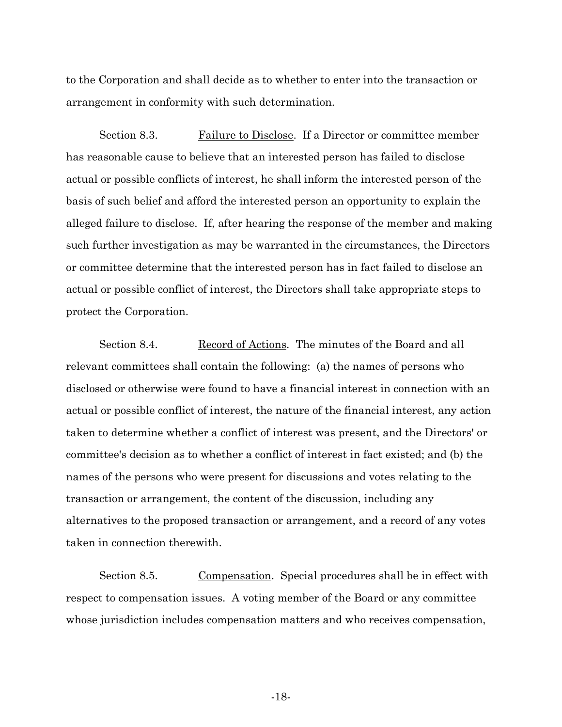to the Corporation and shall decide as to whether to enter into the transaction or arrangement in conformity with such determination.

Section 8.3. Failure to Disclose. If a Director or committee member has reasonable cause to believe that an interested person has failed to disclose actual or possible conflicts of interest, he shall inform the interested person of the basis of such belief and afford the interested person an opportunity to explain the alleged failure to disclose. If, after hearing the response of the member and making such further investigation as may be warranted in the circumstances, the Directors or committee determine that the interested person has in fact failed to disclose an actual or possible conflict of interest, the Directors shall take appropriate steps to protect the Corporation.

Section 8.4. Record of Actions. The minutes of the Board and all relevant committees shall contain the following: (a) the names of persons who disclosed or otherwise were found to have a financial interest in connection with an actual or possible conflict of interest, the nature of the financial interest, any action taken to determine whether a conflict of interest was present, and the Directors' or committee's decision as to whether a conflict of interest in fact existed; and (b) the names of the persons who were present for discussions and votes relating to the transaction or arrangement, the content of the discussion, including any alternatives to the proposed transaction or arrangement, and a record of any votes taken in connection therewith.

Section 8.5. Compensation. Special procedures shall be in effect with respect to compensation issues. A voting member of the Board or any committee whose jurisdiction includes compensation matters and who receives compensation,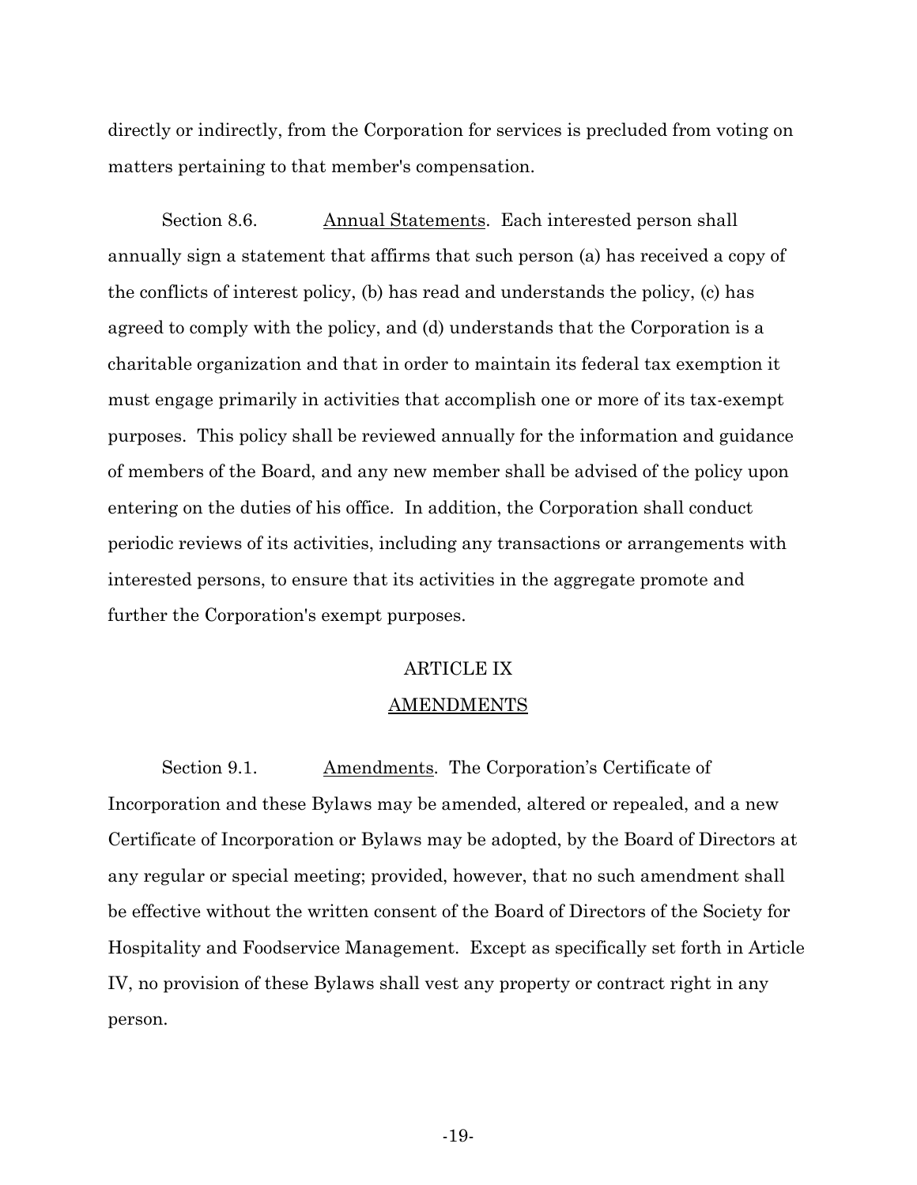directly or indirectly, from the Corporation for services is precluded from voting on matters pertaining to that member's compensation.

Section 8.6. Annual Statements. Each interested person shall annually sign a statement that affirms that such person (a) has received a copy of the conflicts of interest policy, (b) has read and understands the policy, (c) has agreed to comply with the policy, and (d) understands that the Corporation is a charitable organization and that in order to maintain its federal tax exemption it must engage primarily in activities that accomplish one or more of its tax-exempt purposes. This policy shall be reviewed annually for the information and guidance of members of the Board, and any new member shall be advised of the policy upon entering on the duties of his office. In addition, the Corporation shall conduct periodic reviews of its activities, including any transactions or arrangements with interested persons, to ensure that its activities in the aggregate promote and further the Corporation's exempt purposes.

## ARTICLE IX

## AMENDMENTS

Section 9.1. Amendments. The Corporation's Certificate of Incorporation and these Bylaws may be amended, altered or repealed, and a new Certificate of Incorporation or Bylaws may be adopted, by the Board of Directors at any regular or special meeting; provided, however, that no such amendment shall be effective without the written consent of the Board of Directors of the Society for Hospitality and Foodservice Management. Except as specifically set forth in Article IV, no provision of these Bylaws shall vest any property or contract right in any person.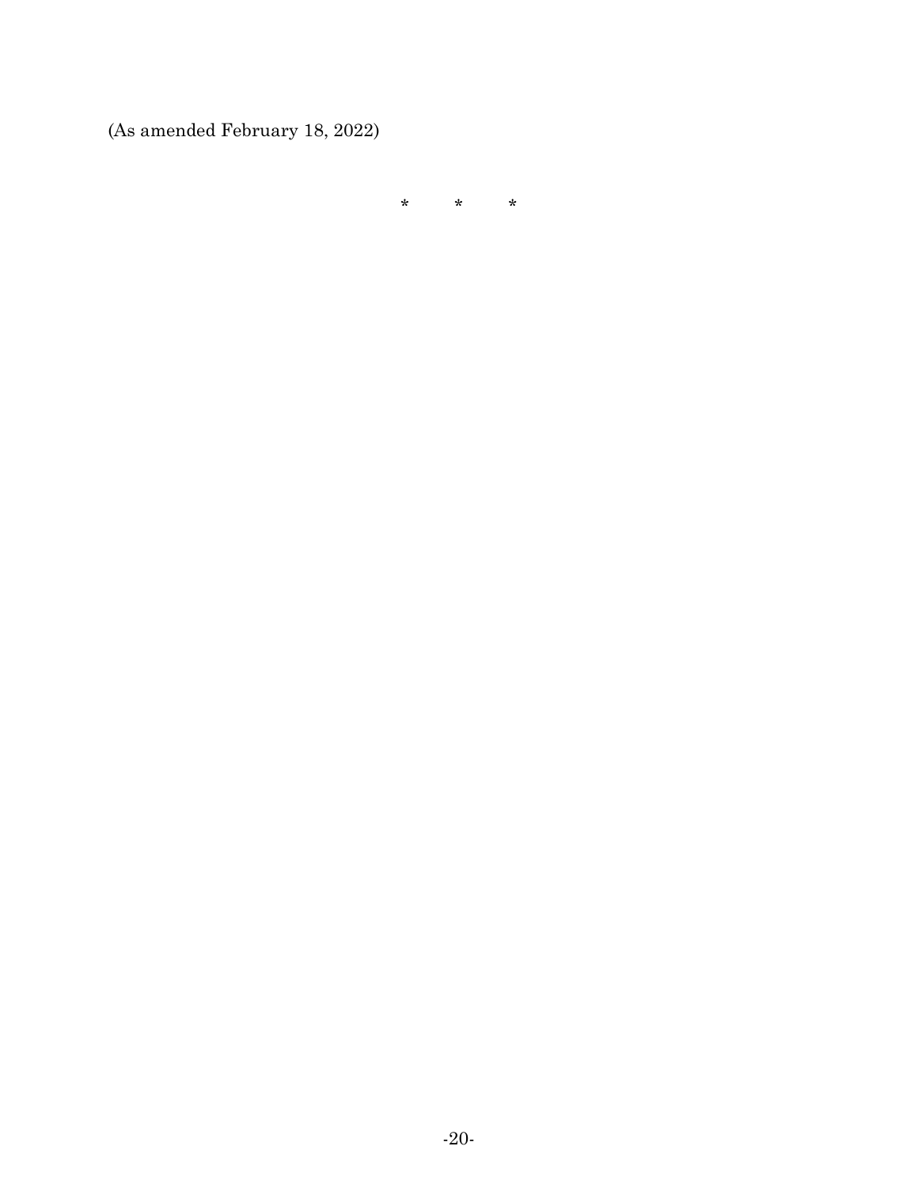(As amended February 18, 2022)

\*          \*          \*

(As amended February 18, 2022)

*          *          *